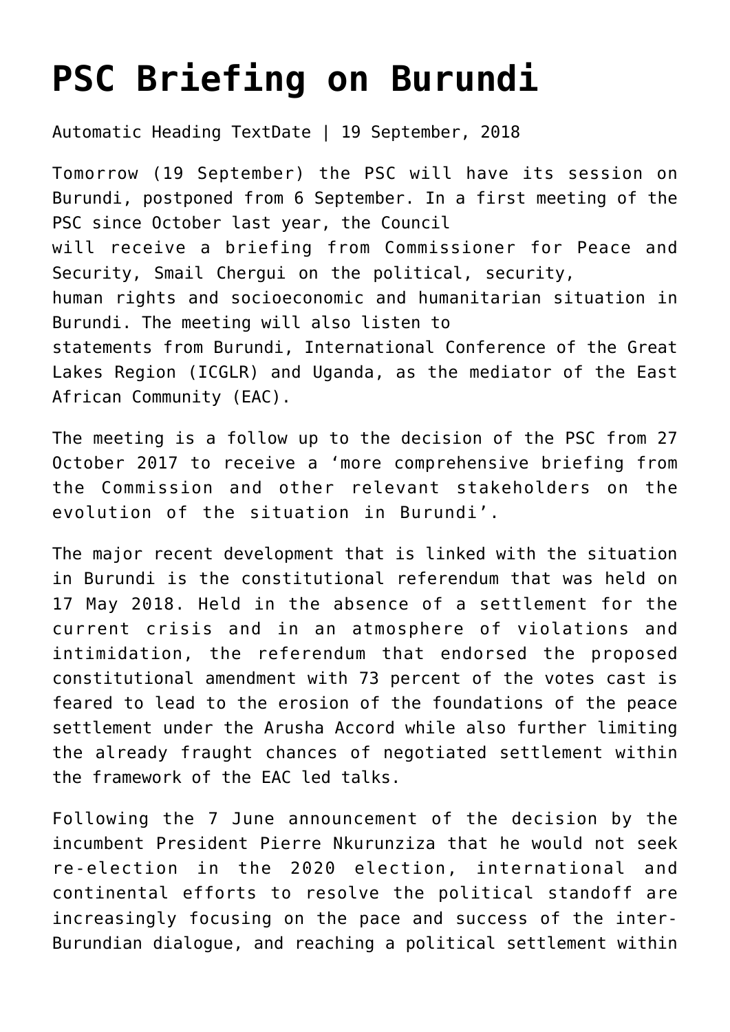# PSC Briefing on Burundi

Automatic Heading TextDate | 19 September, 2018

Tomorrow (19 September) the PSC will have its session on Burundi, postponed from 6 September. In a first meeting of the PSC since October last year, the Council will receive a briefing from Commissioner for Peace and Security, Smail Chergui on the political, security, human rights and socioeconomic and humanitarian situation in Burundi. The meeting will also listen to statements from Burundi, International Conference of the Great Lakes Region (ICGLR) and Uganda, as the mediator of the East African Community (EAC).

The meeting is a follow up to the decision of the PSC from 27 October 2017 to receive a 'more comprehensive briefing from the Commission and other relevant stakeholders on the evolution of the situation in Burundi'.

The major recent development that is linked with the situation in Burundi is the constitutional referendum that was held on 17 May 2018. Held in the absence of a settlement for the current crisis and in an atmosphere of violations and intimidation, the referendum that endorsed the proposed constitutional amendment with 73 percent of the votes cast is feared to lead to the erosion of the foundations of the peace settlement under the Arusha Accord while also further limiting the already fraught chances of negotiated settlement within the framework of the EAC led talks.

Following the 7 June announcement of the decision by the incumbent President Pierre Nkurunziza that he would not seek re-election in the 2020 election, international and continental efforts to resolve the political standoff are increasingly focusing on the pace and success of the inter-Burundian dialogue, and reaching a political settlement within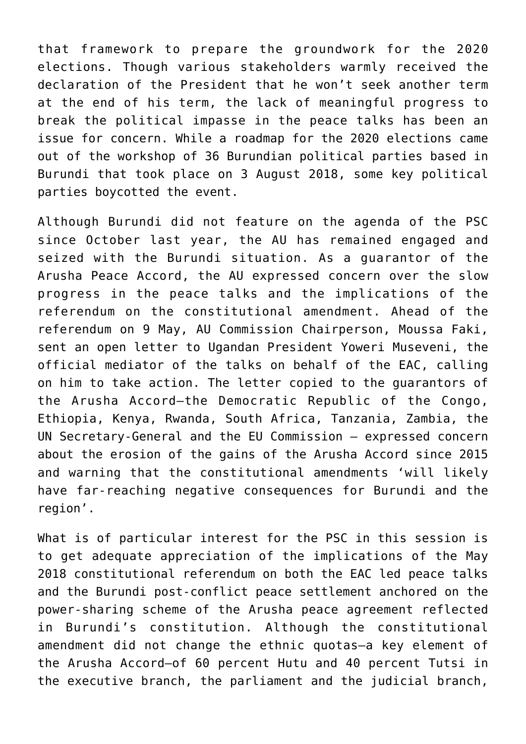that framework to prepare the groundwork for the 2020 elections. Though various stakeholders warmly received the declaration of the President that he won't seek another term at the end of his term, the lack of meaningful progress to break the political impasse in the peace talks has been an issue for concern. While a roadmap for the 2020 elections came out of the workshop of 36 Burundian political parties based in Burundi that took place on 3 August 2018, some key political parties boycotted the event.

Although Burundi did not feature on the agenda of the PSC since October last year, the AU has remained engaged and seized with the Burundi situation. As a guarantor of the Arusha Peace Accord, the AU expressed concern over the slow progress in the peace talks and the implications of the referendum on the constitutional amendment. Ahead of the referendum on 9 May, AU Commission Chairperson, Moussa Faki, sent an open letter to Ugandan President Yoweri Museveni, the official mediator of the talks on behalf of the EAC, calling on him to take action. The letter copied to the guarantors of the Arusha Accord—the Democratic Republic of the Congo, Ethiopia, Kenya, Rwanda, South Africa, Tanzania, Zambia, the UN Secretary-General and the EU Commission – expressed concern about the erosion of the gains of the Arusha Accord since 2015 and warning that the constitutional amendments 'will likely have far-reaching negative consequences for Burundi and the region'.

What is of particular interest for the PSC in this session is to get adequate appreciation of the implications of the May 2018 constitutional referendum on both the EAC led peace talks and the Burundi post-conflict peace settlement anchored on the power-sharing scheme of the Arusha peace agreement reflected in Burundi's constitution. Although the constitutional amendment did not change the ethnic quotas—a key element of the Arusha Accord—of 60 percent Hutu and 40 percent Tutsi in the executive branch, the parliament and the judicial branch,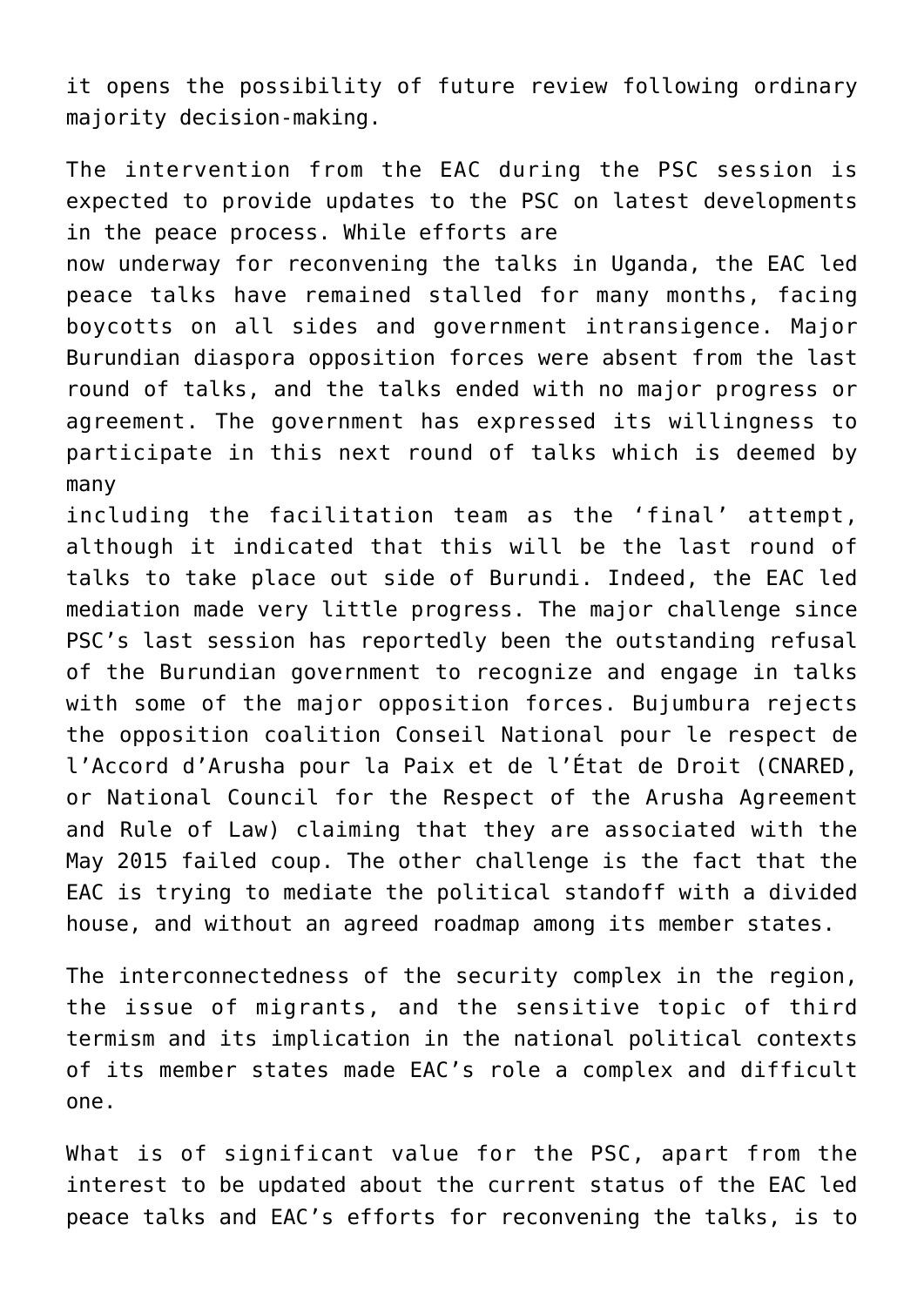it opens the possibility of future review following ordinary majority decision-making.

The intervention from the EAC during the PSC session is expected to provide updates to the PSC on latest developments in the peace process. While efforts are now underway for reconvening the talks in Uganda, the EAC led peace talks have remained stalled for many months, facing boycotts on all sides and government intransigence. Major Burundian diaspora opposition forces were absent from the last round of talks, and the talks ended with no major progress or agreement. The government has expressed its willingness to participate in this next round of talks which is deemed by many including the facilitation team as the 'final' attempt, although it indicated that this will be the last round of talks to take place out side of Burundi. Indeed, the EAC led mediation made very little progress. The major challenge since PSC's last session has reportedly been the outstanding refusal of the Burundian government to recognize and engage in talks with some of the major opposition forces. Bujumbura rejects the opposition coalition Conseil National pour le respect de l'Accord d'Arusha pour la Paix et de l'État de Droit (CNARED, or National Council for the Respect of the Arusha Agreement and Rule of Law) claiming that they are associated with the May 2015 failed coup. The other challenge is the fact that the EAC is trying to mediate the political standoff with a divided house, and without an agreed roadmap among its member states.

The interconnectedness of the security complex in the region, the issue of migrants, and the sensitive topic of third termism and its implication in the national political contexts of its member states made EAC's role a complex and difficult one.

What is of significant value for the PSC, apart from the interest to be updated about the current status of the EAC led peace talks and EAC's efforts for reconvening the talks, is to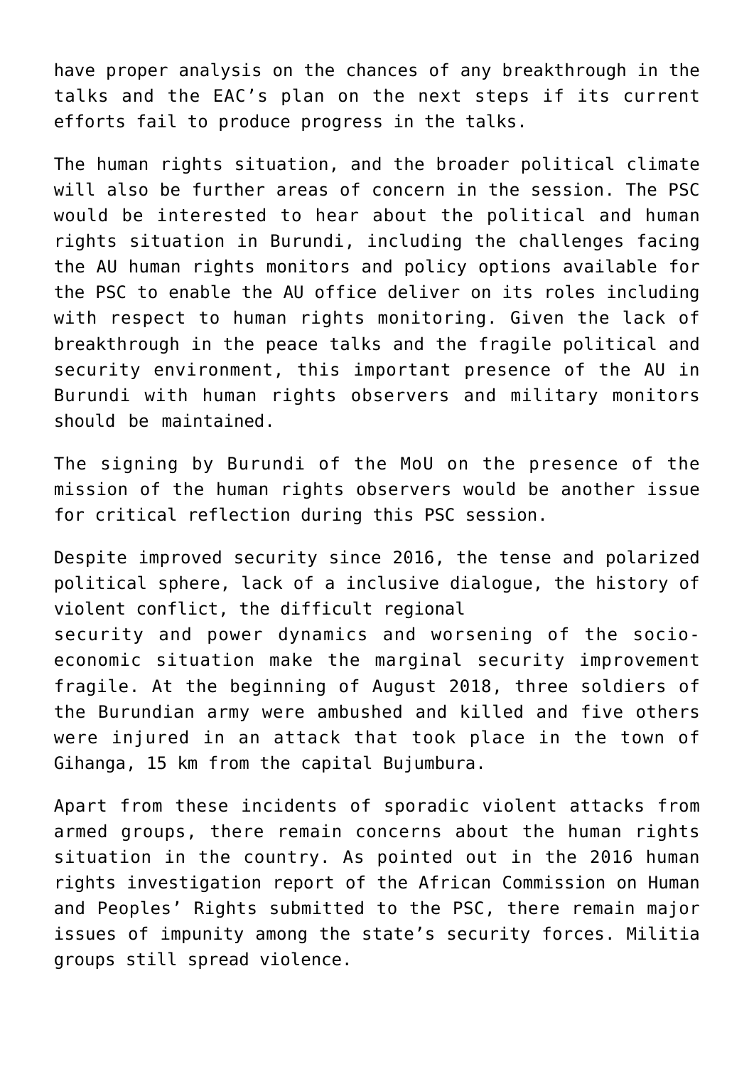have proper analysis on the chances of any breakthrough in the talks and the EAC's plan on the next steps if its current efforts fail to produce progress in the talks.

The human rights situation, and the broader political climate will also be further areas of concern in the session. The PSC would be interested to hear about the political and human rights situation in Burundi, including the challenges facing the AU human rights monitors and policy options available for the PSC to enable the AU office deliver on its roles including with respect to human rights monitoring. Given the lack of breakthrough in the peace talks and the fragile political and security environment, this important presence of the AU in Burundi with human rights observers and military monitors should be maintained.

The signing by Burundi of the MoU on the presence of the mission of the human rights observers would be another issue for critical reflection during this PSC session.

Despite improved security since 2016, the tense and polarized political sphere, lack of a inclusive dialogue, the history of violent conflict, the difficult regional security and power dynamics and worsening of the socio-economic situation make the marginal security improvement fragile. At the beginning of August 2018, three soldiers of the Burundian army were ambushed and killed and five others were injured in an attack that took place in the town of Gihanga, 15 km from the capital Bujumbura.

Apart from these incidents of sporadic violent attacks from armed groups, there remain concerns about the human rights situation in the country. As pointed out in the 2016 human rights investigation report of the African Commission on Human and Peoples' Rights submitted to the PSC, there remain major issues of impunity among the state's security forces. Militia groups still spread violence.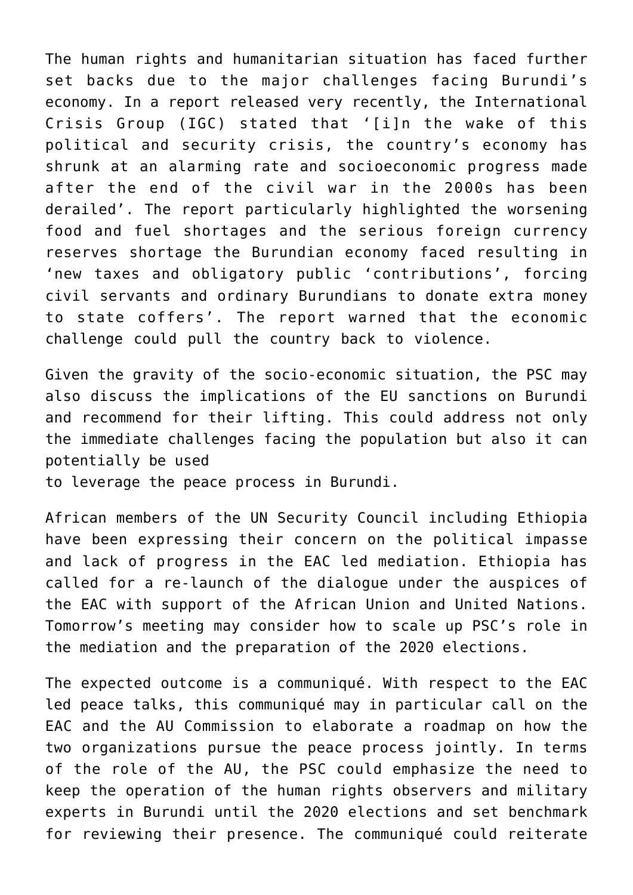The human rights and humanitarian situation has faced further set backs due to the major challenges facing Burundi's economy. In a report released very recently, the International Crisis Group (IGC) stated that '[i]n the wake of this political and security crisis, the country's economy has shrunk at an alarming rate and socioeconomic progress made after the end of the civil war in the 2000s has been derailed'. The report particularly highlighted the worsening food and fuel shortages and the serious foreign currency reserves shortage the Burundian economy faced resulting in 'new taxes and obligatory public 'contributions', forcing civil servants and ordinary Burundians to donate extra money to state coffers'. The report warned that the economic challenge could pull the country back to violence.

Given the gravity of the socio-economic situation, the PSC may also discuss the implications of the EU sanctions on Burundi and recommend for their lifting. This could address not only the immediate challenges facing the population but also it can potentially be used to leverage the peace process in Burundi.

African members of the UN Security Council including Ethiopia have been expressing their concern on the political impasse and lack of progress in the EAC led mediation. Ethiopia has called for a re-launch of the dialogue under the auspices of the EAC with support of the African Union and United Nations. Tomorrow's meeting may consider how to scale up PSC's role in the mediation and the preparation of the 2020 elections.

The expected outcome is a communiqué. With respect to the EAC led peace talks, this communiqué may in particular call on the EAC and the AU Commission to elaborate a roadmap on how the two organizations pursue the peace process jointly. In terms of the role of the AU, the PSC could emphasize the need to keep the operation of the human rights observers and military experts in Burundi until the 2020 elections and set benchmark for reviewing their presence. The communiqué could reiterate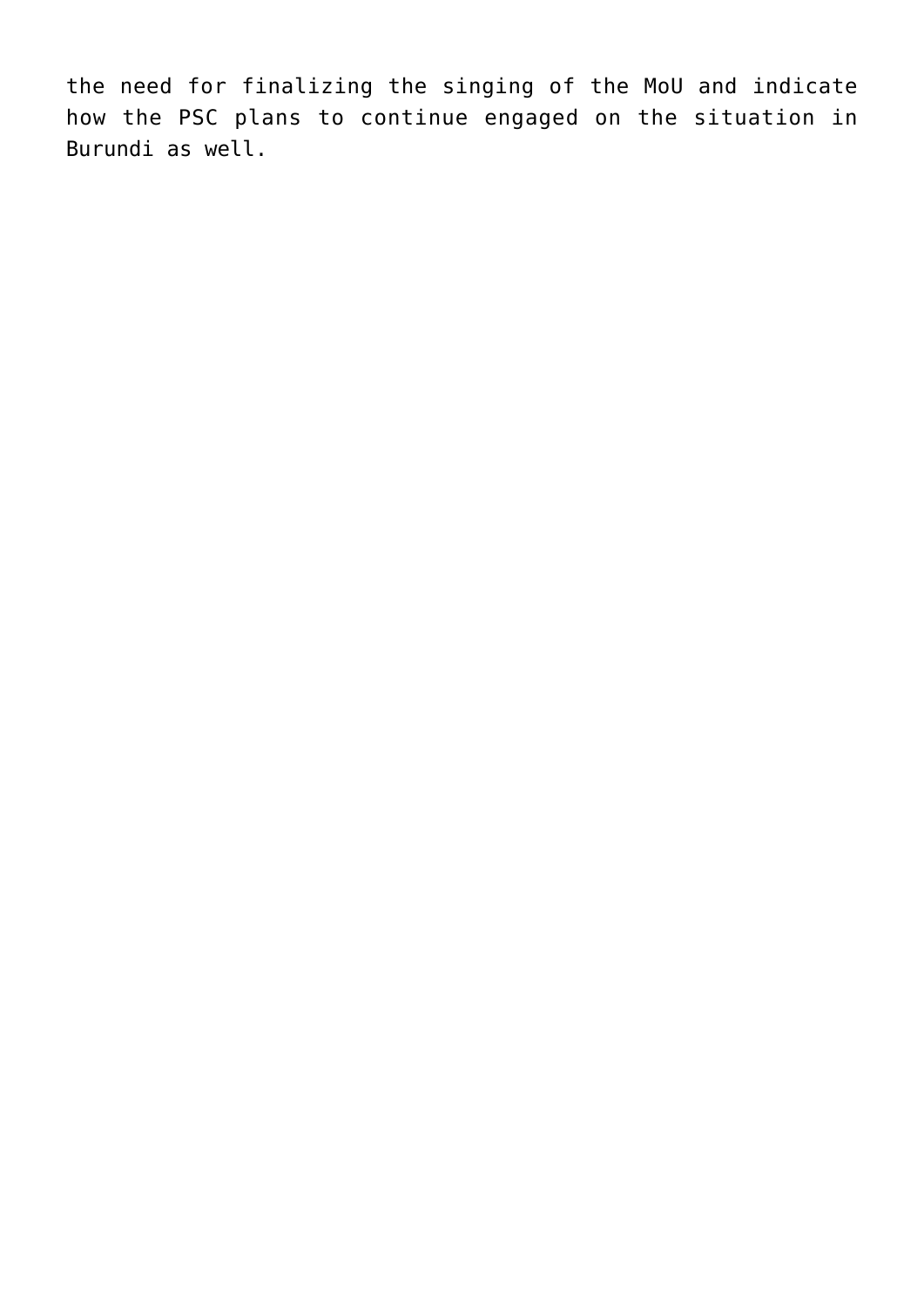the need for finalizing the singing of the MoU and indicate how the PSC plans to continue engaged on the situation in Burundi as well.